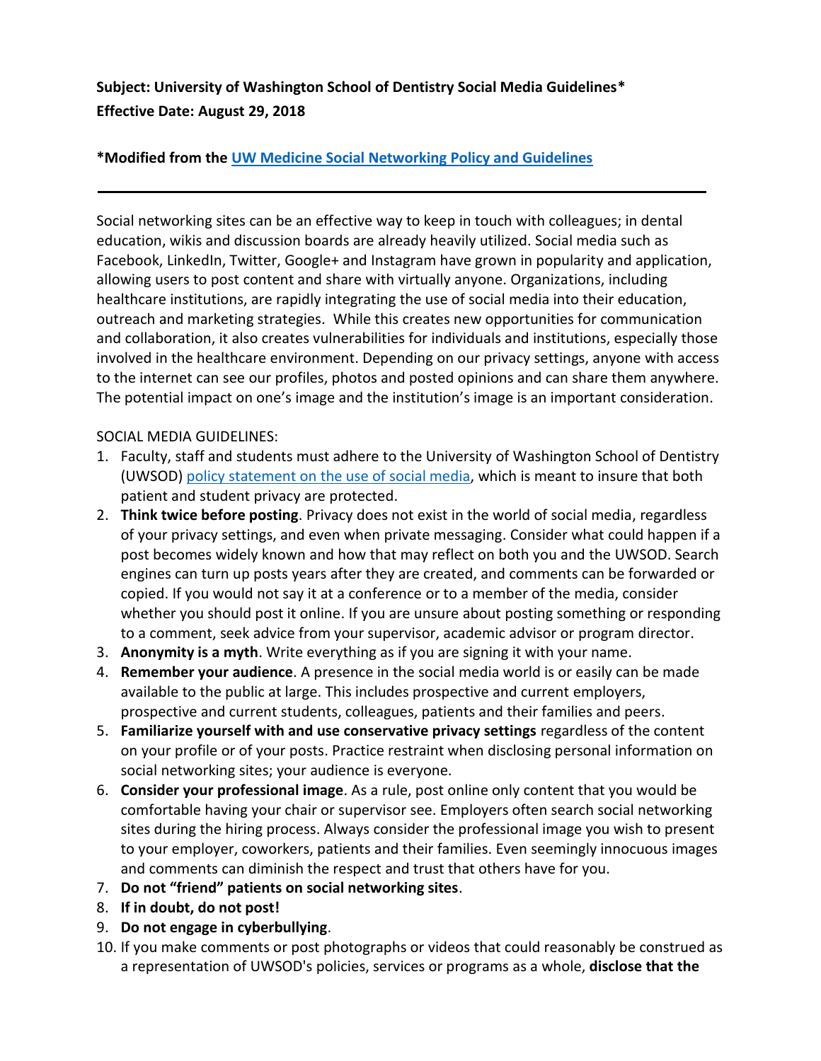**Subject: University of Washington School of Dentistry Social Media Guidelines***
**Effective Date: August 29, 2018**

***Modified from the [UW Medicine Social Networking Policy and Guidelines]()**

---

Social networking sites can be an effective way to keep in touch with colleagues; in dental education, wikis and discussion boards are already heavily utilized. Social media such as Facebook, LinkedIn, Twitter, Google+ and Instagram have grown in popularity and application, allowing users to post content and share with virtually anyone. Organizations, including healthcare institutions, are rapidly integrating the use of social media into their education, outreach and marketing strategies. While this creates new opportunities for communication and collaboration, it also creates vulnerabilities for individuals and institutions, especially those involved in the healthcare environment. Depending on our privacy settings, anyone with access to the internet can see our profiles, photos and posted opinions and can share them anywhere. The potential impact on one's image and the institution's image is an important consideration.

SOCIAL MEDIA GUIDELINES:

1. Faculty, staff and students must adhere to the University of Washington School of Dentistry (UWSOD) [policy statement on the use of social media](), which is meant to insure that both patient and student privacy are protected.
2. **Think twice before posting**. Privacy does not exist in the world of social media, regardless of your privacy settings, and even when private messaging. Consider what could happen if a post becomes widely known and how that may reflect on both you and the UWSOD. Search engines can turn up posts years after they are created, and comments can be forwarded or copied. If you would not say it at a conference or to a member of the media, consider whether you should post it online. If you are unsure about posting something or responding to a comment, seek advice from your supervisor, academic advisor or program director.
3. **Anonymity is a myth**. Write everything as if you are signing it with your name.
4. **Remember your audience**. A presence in the social media world is or easily can be made available to the public at large. This includes prospective and current employers, prospective and current students, colleagues, patients and their families and peers.
5. **Familiarize yourself with and use conservative privacy settings** regardless of the content on your profile or of your posts. Practice restraint when disclosing personal information on social networking sites; your audience is everyone.
6. **Consider your professional image**. As a rule, post online only content that you would be comfortable having your chair or supervisor see. Employers often search social networking sites during the hiring process. Always consider the professional image you wish to present to your employer, coworkers, patients and their families. Even seemingly innocuous images and comments can diminish the respect and trust that others have for you.
7. **Do not "friend" patients on social networking sites**.
8. **If in doubt, do not post!**
9. **Do not engage in cyberbullying**.
10. If you make comments or post photographs or videos that could reasonably be construed as a representation of UWSOD's policies, services or programs as a whole, **disclose that the**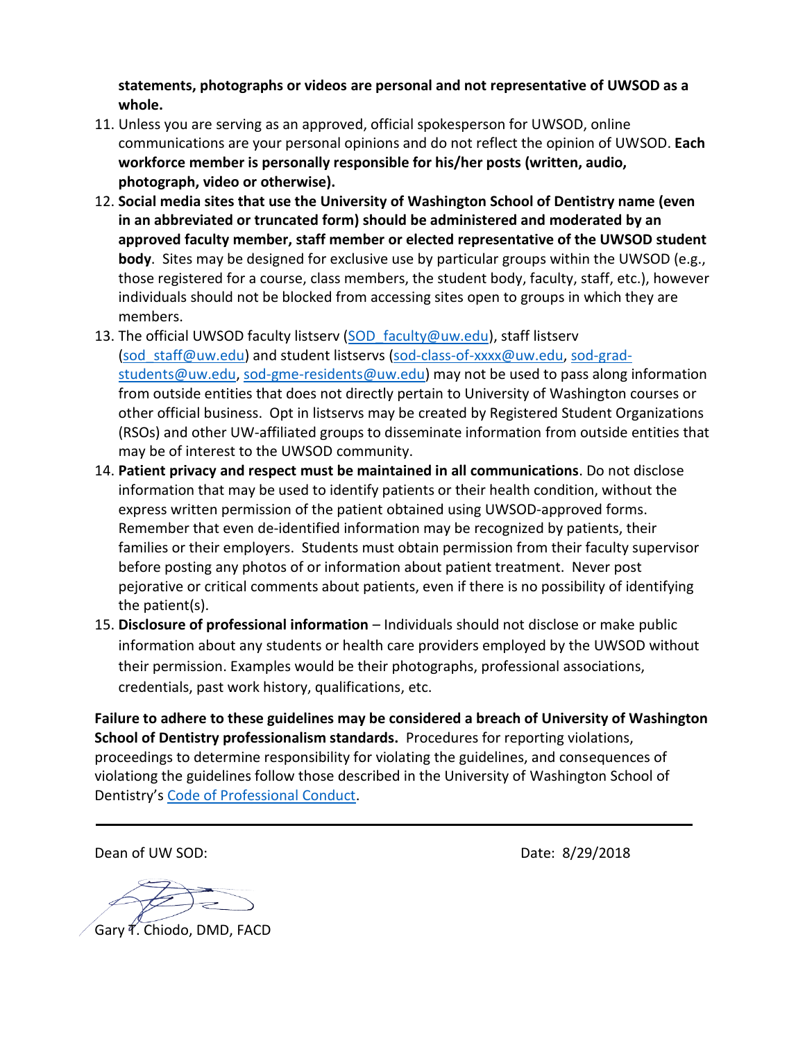**statements, photographs or videos are personal and not representative of UWSOD as a whole.**

11. Unless you are serving as an approved, official spokesperson for UWSOD, online communications are your personal opinions and do not reflect the opinion of UWSOD. **Each workforce member is personally responsible for his/her posts (written, audio, photograph, video or otherwise).**
12. **Social media sites that use the University of Washington School of Dentistry name (even in an abbreviated or truncated form) should be administered and moderated by an approved faculty member, staff member or elected representative of the UWSOD student body**. Sites may be designed for exclusive use by particular groups within the UWSOD (e.g., those registered for a course, class members, the student body, faculty, staff, etc.), however individuals should not be blocked from accessing sites open to groups in which they are members.
13. The official UWSOD faculty listserv (SOD_faculty@uw.edu), staff listserv (sod_staff@uw.edu) and student listservs (sod-class-of-xxxx@uw.edu, sod-grad-students@uw.edu, sod-gme-residents@uw.edu) may not be used to pass along information from outside entities that does not directly pertain to University of Washington courses or other official business. Opt in listservs may be created by Registered Student Organizations (RSOs) and other UW-affiliated groups to disseminate information from outside entities that may be of interest to the UWSOD community.
14. **Patient privacy and respect must be maintained in all communications**. Do not disclose information that may be used to identify patients or their health condition, without the express written permission of the patient obtained using UWSOD-approved forms. Remember that even de-identified information may be recognized by patients, their families or their employers. Students must obtain permission from their faculty supervisor before posting any photos of or information about patient treatment. Never post pejorative or critical comments about patients, even if there is no possibility of identifying the patient(s).
15. **Disclosure of professional information** – Individuals should not disclose or make public information about any students or health care providers employed by the UWSOD without their permission. Examples would be their photographs, professional associations, credentials, past work history, qualifications, etc.

**Failure to adhere to these guidelines may be considered a breach of University of Washington School of Dentistry professionalism standards.** Procedures for reporting violations, proceedings to determine responsibility for violating the guidelines, and consequences of violationg the guidelines follow those described in the University of Washington School of Dentistry's Code of Professional Conduct.

---

Dean of UW SOD: Date: 8/29/2018

Gary T. Chiodo, DMD, FACD